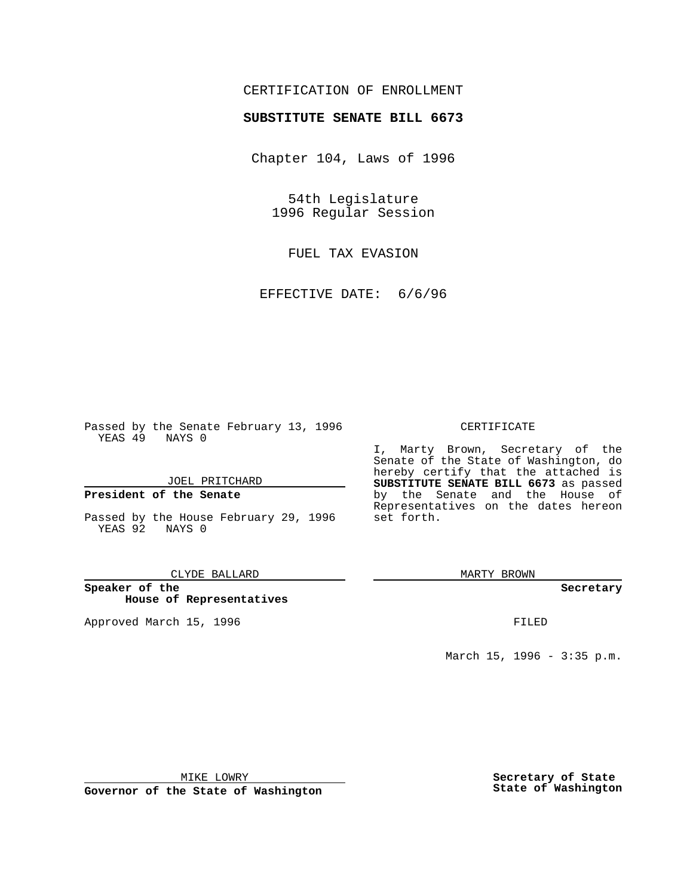CERTIFICATION OF ENROLLMENT

**SUBSTITUTE SENATE BILL 6673**

Chapter 104, Laws of 1996

54th Legislature
1996 Regular Session

FUEL TAX EVASION

EFFECTIVE DATE: 6/6/96

Passed by the Senate February 13, 1996
YEAS 49 NAYS 0

JOEL PRITCHARD

**President of the Senate**

Passed by the House February 29, 1996
YEAS 92 NAYS 0

CLYDE BALLARD

**Speaker of the House of Representatives**

Approved March 15, 1996

MIKE LOWRY

**Governor of the State of Washington**

CERTIFICATE

I, Marty Brown, Secretary of the Senate of the State of Washington, do hereby certify that the attached is **SUBSTITUTE SENATE BILL 6673** as passed by the Senate and the House of Representatives on the dates hereon set forth.

MARTY BROWN

**Secretary**

FILED

March 15, 1996 - 3:35 p.m.

**Secretary of State State of Washington**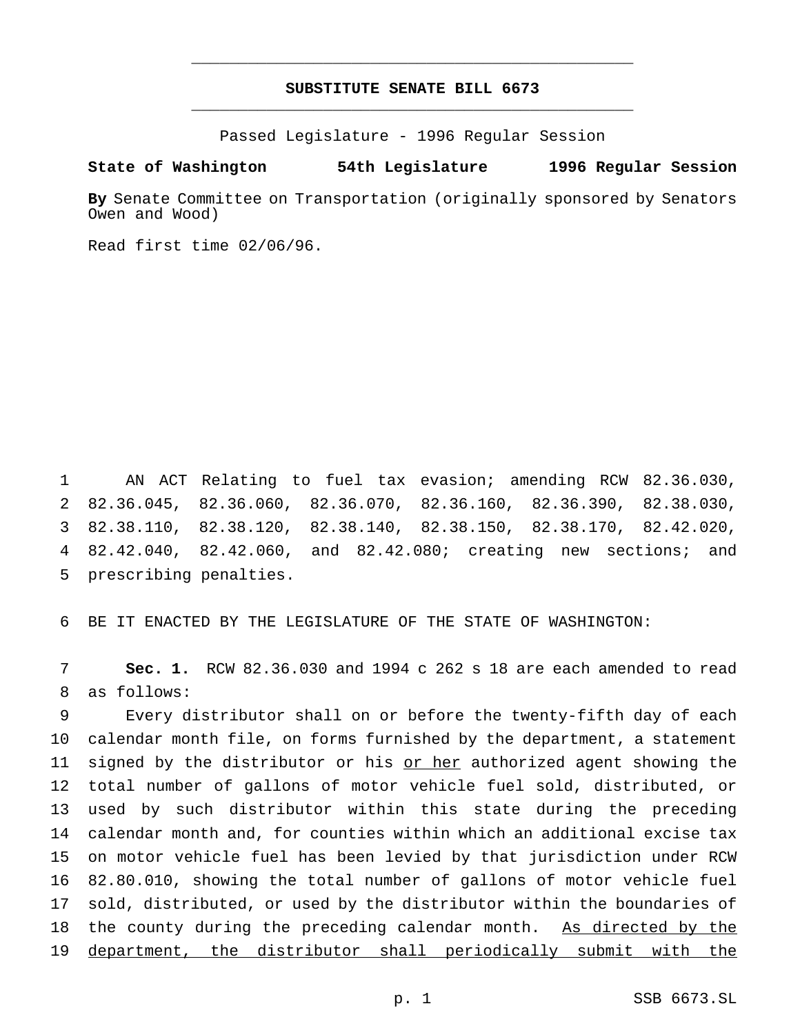# SUBSTITUTE SENATE BILL 6673

Passed Legislature - 1996 Regular Session

**State of Washington 54th Legislature 1996 Regular Session**

**By** Senate Committee on Transportation (originally sponsored by Senators Owen and Wood)

Read first time 02/06/96.

1 AN ACT Relating to fuel tax evasion; amending RCW 82.36.030, 2 82.36.045, 82.36.060, 82.36.070, 82.36.160, 82.36.390, 82.38.030, 3 82.38.110, 82.38.120, 82.38.140, 82.38.150, 82.38.170, 82.42.020, 4 82.42.040, 82.42.060, and 82.42.080; creating new sections; and 5 prescribing penalties.

6 BE IT ENACTED BY THE LEGISLATURE OF THE STATE OF WASHINGTON:

7 **Sec. 1.** RCW 82.36.030 and 1994 c 262 s 18 are each amended to read 8 as follows:

9 Every distributor shall on or before the twenty-fifth day of each 10 calendar month file, on forms furnished by the department, a statement 11 signed by the distributor or his <u>or her</u> authorized agent showing the 12 total number of gallons of motor vehicle fuel sold, distributed, or 13 used by such distributor within this state during the preceding 14 calendar month and, for counties within which an additional excise tax 15 on motor vehicle fuel has been levied by that jurisdiction under RCW 16 82.80.010, showing the total number of gallons of motor vehicle fuel 17 sold, distributed, or used by the distributor within the boundaries of 18 the county during the preceding calendar month. <u>As directed by the</u> 19 <u>department, the distributor shall periodically submit with the</u>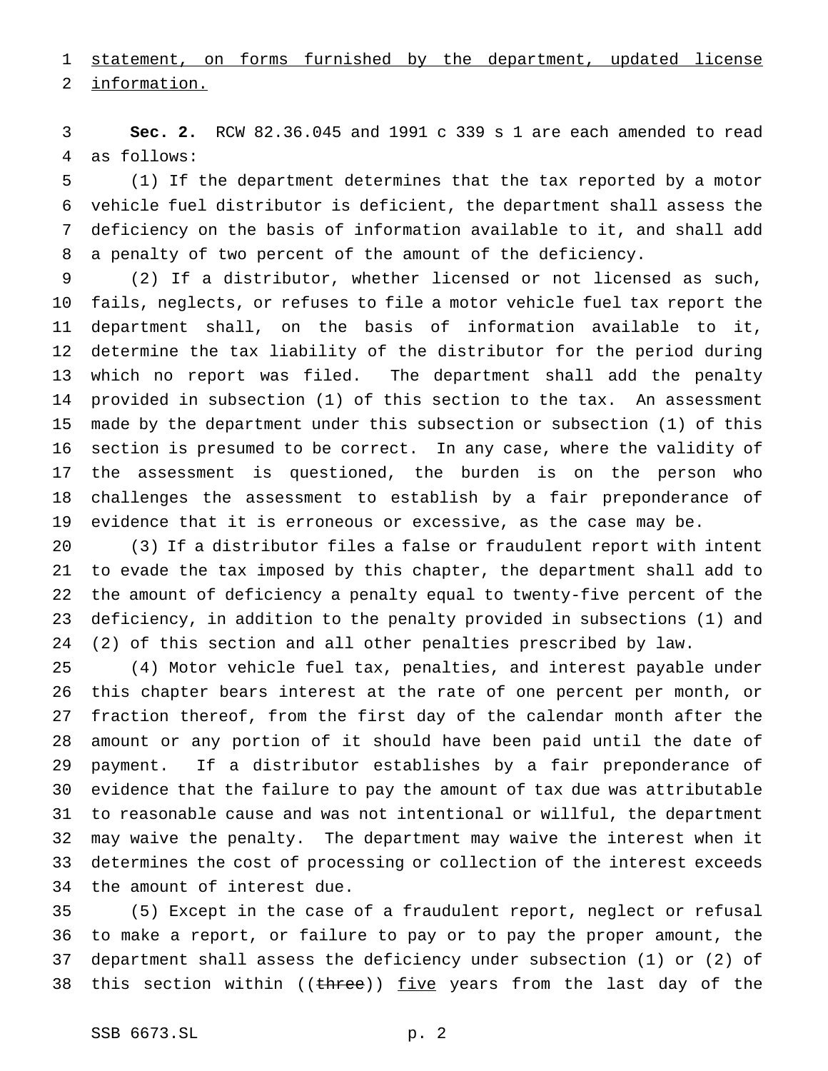statement, on forms furnished by the department, updated license information.

**Sec. 2.** RCW 82.36.045 and 1991 c 339 s 1 are each amended to read as follows:

(1) If the department determines that the tax reported by a motor vehicle fuel distributor is deficient, the department shall assess the deficiency on the basis of information available to it, and shall add a penalty of two percent of the amount of the deficiency.

(2) If a distributor, whether licensed or not licensed as such, fails, neglects, or refuses to file a motor vehicle fuel tax report the department shall, on the basis of information available to it, determine the tax liability of the distributor for the period during which no report was filed. The department shall add the penalty provided in subsection (1) of this section to the tax. An assessment made by the department under this subsection or subsection (1) of this section is presumed to be correct. In any case, where the validity of the assessment is questioned, the burden is on the person who challenges the assessment to establish by a fair preponderance of evidence that it is erroneous or excessive, as the case may be.

(3) If a distributor files a false or fraudulent report with intent to evade the tax imposed by this chapter, the department shall add to the amount of deficiency a penalty equal to twenty-five percent of the deficiency, in addition to the penalty provided in subsections (1) and (2) of this section and all other penalties prescribed by law.

(4) Motor vehicle fuel tax, penalties, and interest payable under this chapter bears interest at the rate of one percent per month, or fraction thereof, from the first day of the calendar month after the amount or any portion of it should have been paid until the date of payment. If a distributor establishes by a fair preponderance of evidence that the failure to pay the amount of tax due was attributable to reasonable cause and was not intentional or willful, the department may waive the penalty. The department may waive the interest when it determines the cost of processing or collection of the interest exceeds the amount of interest due.

(5) Except in the case of a fraudulent report, neglect or refusal to make a report, or failure to pay or to pay the proper amount, the department shall assess the deficiency under subsection (1) or (2) of this section within ((~~three~~)) five years from the last day of the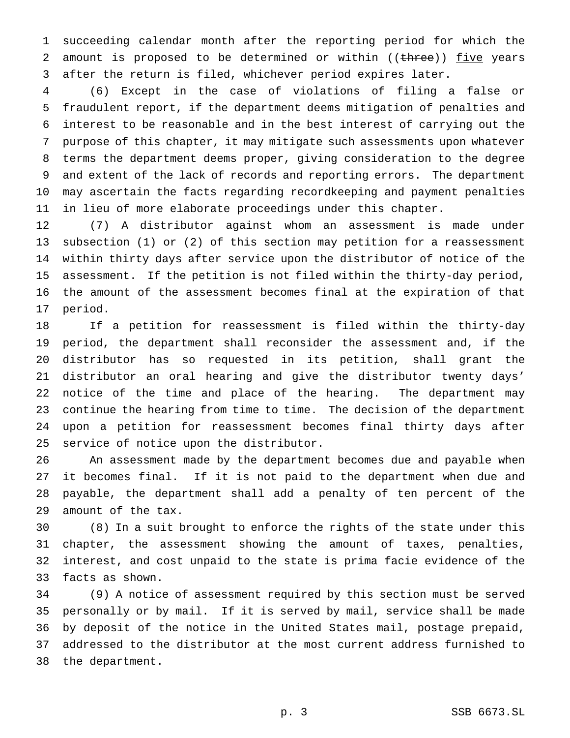succeeding calendar month after the reporting period for which the amount is proposed to be determined or within ((~~three~~)) <u>five</u> years after the return is filed, whichever period expires later.

(6) Except in the case of violations of filing a false or fraudulent report, if the department deems mitigation of penalties and interest to be reasonable and in the best interest of carrying out the purpose of this chapter, it may mitigate such assessments upon whatever terms the department deems proper, giving consideration to the degree and extent of the lack of records and reporting errors. The department may ascertain the facts regarding recordkeeping and payment penalties in lieu of more elaborate proceedings under this chapter.

(7) A distributor against whom an assessment is made under subsection (1) or (2) of this section may petition for a reassessment within thirty days after service upon the distributor of notice of the assessment. If the petition is not filed within the thirty-day period, the amount of the assessment becomes final at the expiration of that period.

If a petition for reassessment is filed within the thirty-day period, the department shall reconsider the assessment and, if the distributor has so requested in its petition, shall grant the distributor an oral hearing and give the distributor twenty days' notice of the time and place of the hearing. The department may continue the hearing from time to time. The decision of the department upon a petition for reassessment becomes final thirty days after service of notice upon the distributor.

An assessment made by the department becomes due and payable when it becomes final. If it is not paid to the department when due and payable, the department shall add a penalty of ten percent of the amount of the tax.

(8) In a suit brought to enforce the rights of the state under this chapter, the assessment showing the amount of taxes, penalties, interest, and cost unpaid to the state is prima facie evidence of the facts as shown.

(9) A notice of assessment required by this section must be served personally or by mail. If it is served by mail, service shall be made by deposit of the notice in the United States mail, postage prepaid, addressed to the distributor at the most current address furnished to the department.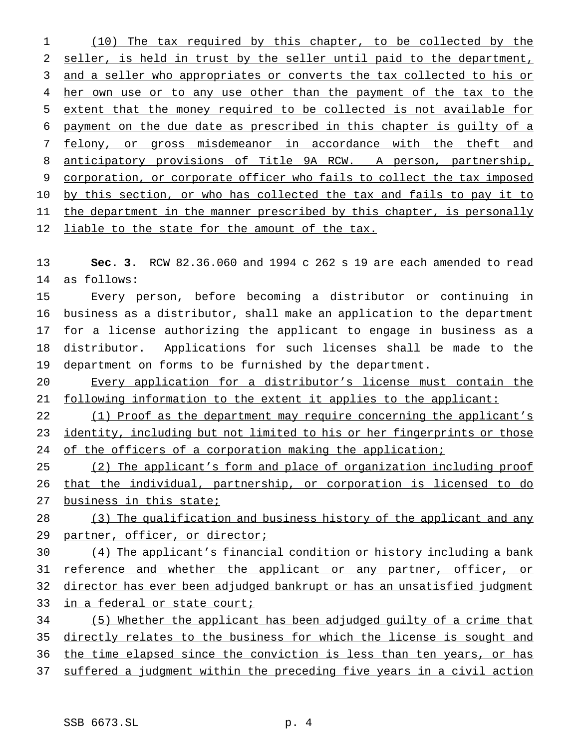(10) The tax required by this chapter, to be collected by the seller, is held in trust by the seller until paid to the department, and a seller who appropriates or converts the tax collected to his or her own use or to any use other than the payment of the tax to the extent that the money required to be collected is not available for payment on the due date as prescribed in this chapter is guilty of a felony, or gross misdemeanor in accordance with the theft and anticipatory provisions of Title 9A RCW. A person, partnership, corporation, or corporate officer who fails to collect the tax imposed by this section, or who has collected the tax and fails to pay it to the department in the manner prescribed by this chapter, is personally liable to the state for the amount of the tax.

**Sec. 3.** RCW 82.36.060 and 1994 c 262 s 19 are each amended to read as follows:

Every person, before becoming a distributor or continuing in business as a distributor, shall make an application to the department for a license authorizing the applicant to engage in business as a distributor. Applications for such licenses shall be made to the department on forms to be furnished by the department.

Every application for a distributor's license must contain the following information to the extent it applies to the applicant:

(1) Proof as the department may require concerning the applicant's identity, including but not limited to his or her fingerprints or those of the officers of a corporation making the application;

(2) The applicant's form and place of organization including proof that the individual, partnership, or corporation is licensed to do business in this state;

(3) The qualification and business history of the applicant and any partner, officer, or director;

(4) The applicant's financial condition or history including a bank reference and whether the applicant or any partner, officer, or director has ever been adjudged bankrupt or has an unsatisfied judgment in a federal or state court;

(5) Whether the applicant has been adjudged guilty of a crime that directly relates to the business for which the license is sought and the time elapsed since the conviction is less than ten years, or has suffered a judgment within the preceding five years in a civil action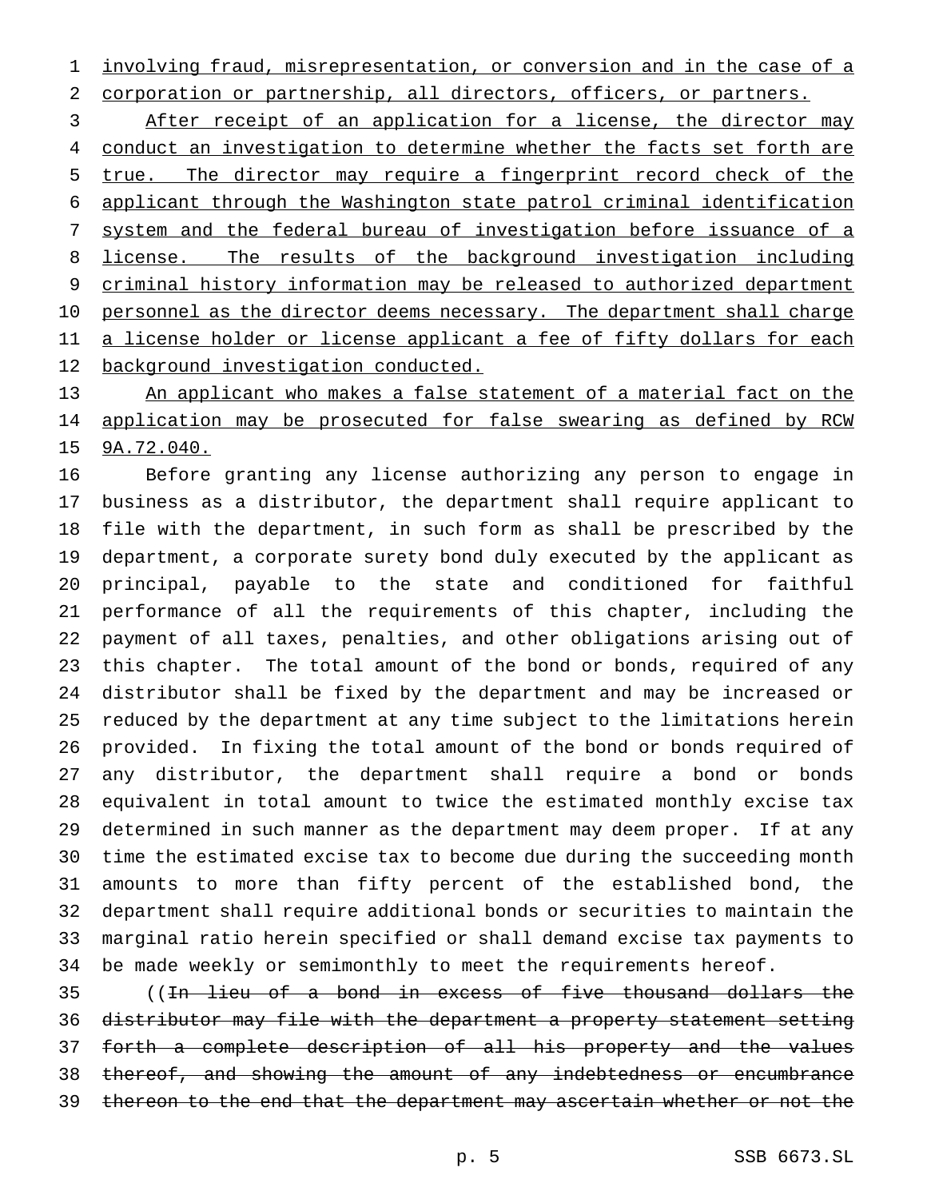involving fraud, misrepresentation, or conversion and in the case of a corporation or partnership, all directors, officers, or partners.

After receipt of an application for a license, the director may conduct an investigation to determine whether the facts set forth are true. The director may require a fingerprint record check of the applicant through the Washington state patrol criminal identification system and the federal bureau of investigation before issuance of a license. The results of the background investigation including criminal history information may be released to authorized department personnel as the director deems necessary. The department shall charge a license holder or license applicant a fee of fifty dollars for each background investigation conducted.

An applicant who makes a false statement of a material fact on the application may be prosecuted for false swearing as defined by RCW 9A.72.040.

Before granting any license authorizing any person to engage in business as a distributor, the department shall require applicant to file with the department, in such form as shall be prescribed by the department, a corporate surety bond duly executed by the applicant as principal, payable to the state and conditioned for faithful performance of all the requirements of this chapter, including the payment of all taxes, penalties, and other obligations arising out of this chapter. The total amount of the bond or bonds, required of any distributor shall be fixed by the department and may be increased or reduced by the department at any time subject to the limitations herein provided. In fixing the total amount of the bond or bonds required of any distributor, the department shall require a bond or bonds equivalent in total amount to twice the estimated monthly excise tax determined in such manner as the department may deem proper. If at any time the estimated excise tax to become due during the succeeding month amounts to more than fifty percent of the established bond, the department shall require additional bonds or securities to maintain the marginal ratio herein specified or shall demand excise tax payments to be made weekly or semimonthly to meet the requirements hereof.

((~~In lieu of a bond in excess of five thousand dollars the distributor may file with the department a property statement setting forth a complete description of all his property and the values thereof, and showing the amount of any indebtedness or encumbrance thereon to the end that the department may ascertain whether or not the~~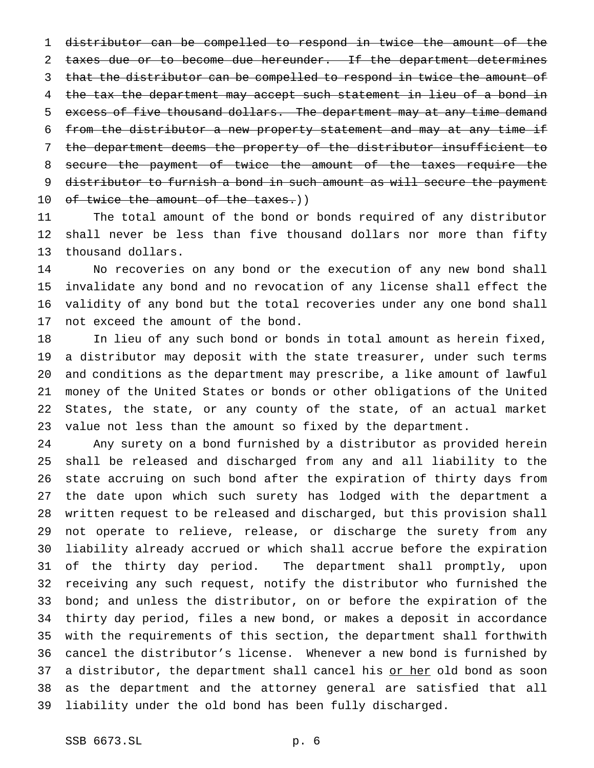~~distributor can be compelled to respond in twice the amount of the taxes due or to become due hereunder. If the department determines that the distributor can be compelled to respond in twice the amount of the tax the department may accept such statement in lieu of a bond in excess of five thousand dollars. The department may at any time demand from the distributor a new property statement and may at any time if the department deems the property of the distributor insufficient to secure the payment of twice the amount of the taxes require the distributor to furnish a bond in such amount as will secure the payment of twice the amount of the taxes.~~))

The total amount of the bond or bonds required of any distributor shall never be less than five thousand dollars nor more than fifty thousand dollars.

No recoveries on any bond or the execution of any new bond shall invalidate any bond and no revocation of any license shall effect the validity of any bond but the total recoveries under any one bond shall not exceed the amount of the bond.

In lieu of any such bond or bonds in total amount as herein fixed, a distributor may deposit with the state treasurer, under such terms and conditions as the department may prescribe, a like amount of lawful money of the United States or bonds or other obligations of the United States, the state, or any county of the state, of an actual market value not less than the amount so fixed by the department.

Any surety on a bond furnished by a distributor as provided herein shall be released and discharged from any and all liability to the state accruing on such bond after the expiration of thirty days from the date upon which such surety has lodged with the department a written request to be released and discharged, but this provision shall not operate to relieve, release, or discharge the surety from any liability already accrued or which shall accrue before the expiration of the thirty day period. The department shall promptly, upon receiving any such request, notify the distributor who furnished the bond; and unless the distributor, on or before the expiration of the thirty day period, files a new bond, or makes a deposit in accordance with the requirements of this section, the department shall forthwith cancel the distributor's license. Whenever a new bond is furnished by a distributor, the department shall cancel his <u>or her</u> old bond as soon as the department and the attorney general are satisfied that all liability under the old bond has been fully discharged.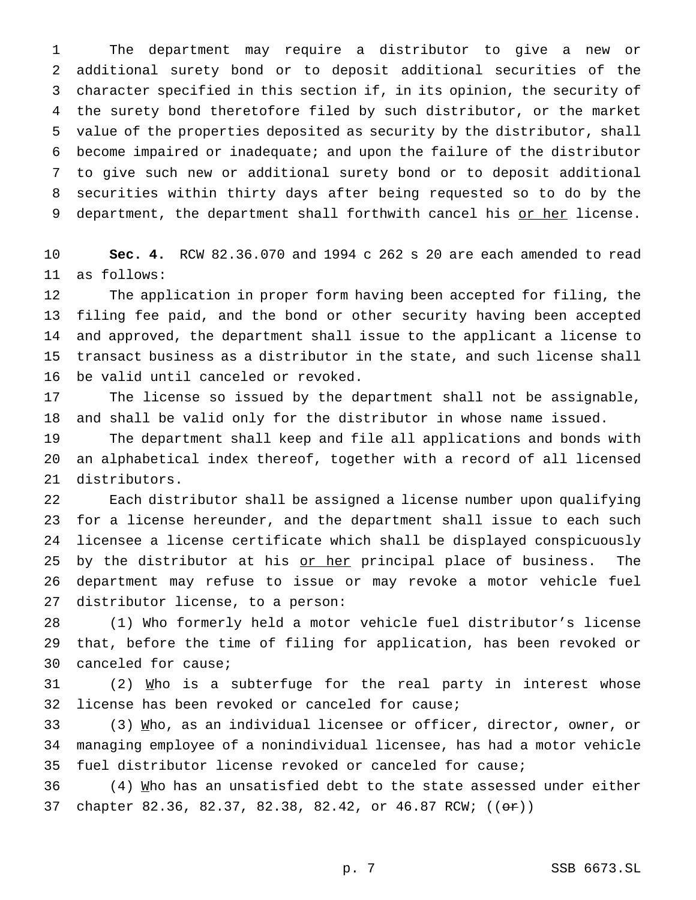The department may require a distributor to give a new or additional surety bond or to deposit additional securities of the character specified in this section if, in its opinion, the security of the surety bond theretofore filed by such distributor, or the market value of the properties deposited as security by the distributor, shall become impaired or inadequate; and upon the failure of the distributor to give such new or additional surety bond or to deposit additional securities within thirty days after being requested so to do by the department, the department shall forthwith cancel his or her license.

**Sec. 4.** RCW 82.36.070 and 1994 c 262 s 20 are each amended to read as follows:

The application in proper form having been accepted for filing, the filing fee paid, and the bond or other security having been accepted and approved, the department shall issue to the applicant a license to transact business as a distributor in the state, and such license shall be valid until canceled or revoked.

The license so issued by the department shall not be assignable, and shall be valid only for the distributor in whose name issued.

The department shall keep and file all applications and bonds with an alphabetical index thereof, together with a record of all licensed distributors.

Each distributor shall be assigned a license number upon qualifying for a license hereunder, and the department shall issue to each such licensee a license certificate which shall be displayed conspicuously by the distributor at his or her principal place of business. The department may refuse to issue or may revoke a motor vehicle fuel distributor license, to a person:

(1) Who formerly held a motor vehicle fuel distributor's license that, before the time of filing for application, has been revoked or canceled for cause;

(2) Who is a subterfuge for the real party in interest whose license has been revoked or canceled for cause;

(3) Who, as an individual licensee or officer, director, owner, or managing employee of a nonindividual licensee, has had a motor vehicle fuel distributor license revoked or canceled for cause;

(4) Who has an unsatisfied debt to the state assessed under either chapter 82.36, 82.37, 82.38, 82.42, or 46.87 RCW; ((~~or~~))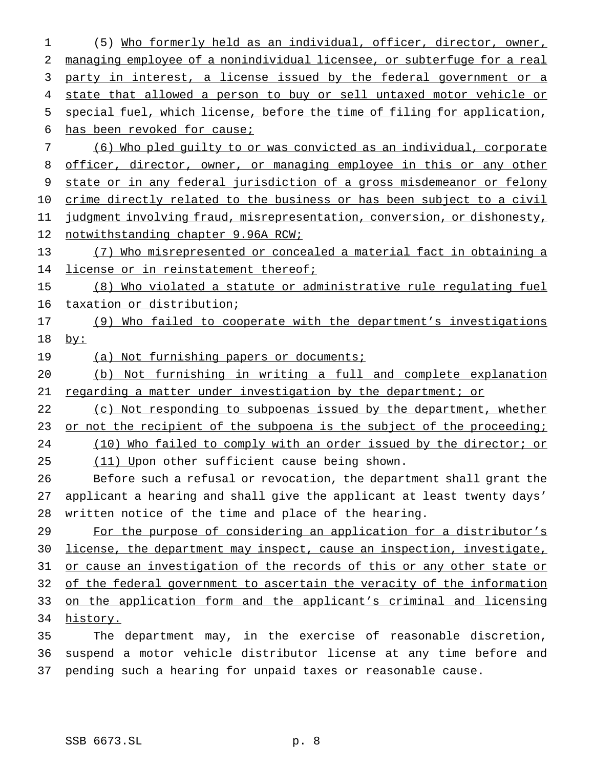(5) Who formerly held as an individual, officer, director, owner, managing employee of a nonindividual licensee, or subterfuge for a real party in interest, a license issued by the federal government or a state that allowed a person to buy or sell untaxed motor vehicle or special fuel, which license, before the time of filing for application, has been revoked for cause;

(6) Who pled guilty to or was convicted as an individual, corporate officer, director, owner, or managing employee in this or any other state or in any federal jurisdiction of a gross misdemeanor or felony crime directly related to the business or has been subject to a civil judgment involving fraud, misrepresentation, conversion, or dishonesty, notwithstanding chapter 9.96A RCW;

(7) Who misrepresented or concealed a material fact in obtaining a license or in reinstatement thereof;

(8) Who violated a statute or administrative rule regulating fuel taxation or distribution;

(9) Who failed to cooperate with the department's investigations by:

(a) Not furnishing papers or documents;

(b) Not furnishing in writing a full and complete explanation regarding a matter under investigation by the department; or

(c) Not responding to subpoenas issued by the department, whether or not the recipient of the subpoena is the subject of the proceeding;

(10) Who failed to comply with an order issued by the director; or

(11) Upon other sufficient cause being shown.

Before such a refusal or revocation, the department shall grant the applicant a hearing and shall give the applicant at least twenty days' written notice of the time and place of the hearing.

For the purpose of considering an application for a distributor's license, the department may inspect, cause an inspection, investigate, or cause an investigation of the records of this or any other state or of the federal government to ascertain the veracity of the information on the application form and the applicant's criminal and licensing history.

The department may, in the exercise of reasonable discretion, suspend a motor vehicle distributor license at any time before and pending such a hearing for unpaid taxes or reasonable cause.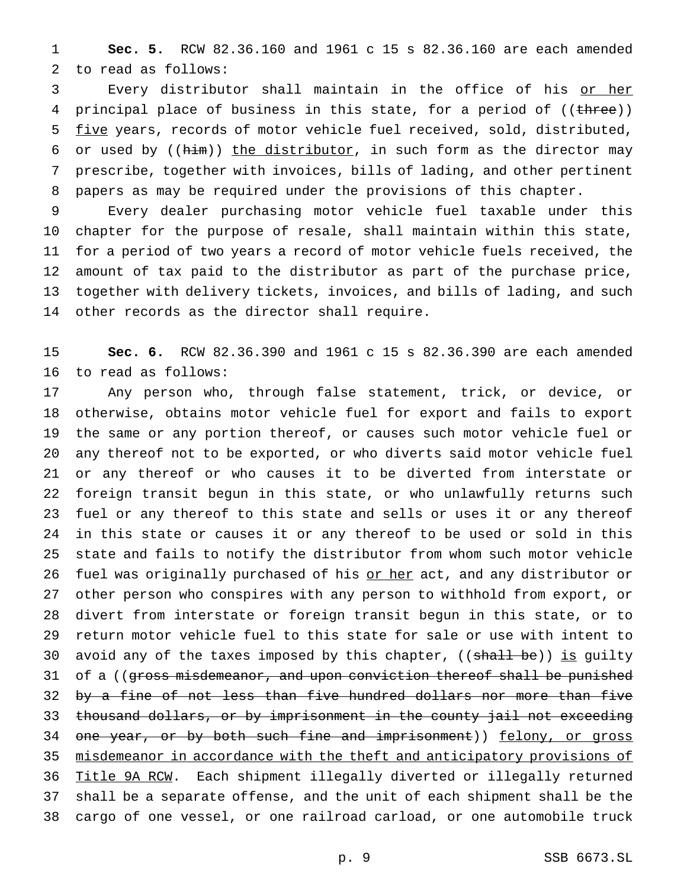**Sec. 5.** RCW 82.36.160 and 1961 c 15 s 82.36.160 are each amended to read as follows:

Every distributor shall maintain in the office of his <u>or her</u> principal place of business in this state, for a period of ((~~three~~)) <u>five</u> years, records of motor vehicle fuel received, sold, distributed, or used by ((~~him~~)) <u>the distributor</u>, in such form as the director may prescribe, together with invoices, bills of lading, and other pertinent papers as may be required under the provisions of this chapter.

Every dealer purchasing motor vehicle fuel taxable under this chapter for the purpose of resale, shall maintain within this state, for a period of two years a record of motor vehicle fuels received, the amount of tax paid to the distributor as part of the purchase price, together with delivery tickets, invoices, and bills of lading, and such other records as the director shall require.

**Sec. 6.** RCW 82.36.390 and 1961 c 15 s 82.36.390 are each amended to read as follows:

Any person who, through false statement, trick, or device, or otherwise, obtains motor vehicle fuel for export and fails to export the same or any portion thereof, or causes such motor vehicle fuel or any thereof not to be exported, or who diverts said motor vehicle fuel or any thereof or who causes it to be diverted from interstate or foreign transit begun in this state, or who unlawfully returns such fuel or any thereof to this state and sells or uses it or any thereof in this state or causes it or any thereof to be used or sold in this state and fails to notify the distributor from whom such motor vehicle fuel was originally purchased of his <u>or her</u> act, and any distributor or other person who conspires with any person to withhold from export, or divert from interstate or foreign transit begun in this state, or to return motor vehicle fuel to this state for sale or use with intent to avoid any of the taxes imposed by this chapter, ((~~shall be~~)) <u>is</u> guilty of a ((~~gross misdemeanor, and upon conviction thereof shall be punished by a fine of not less than five hundred dollars nor more than five thousand dollars, or by imprisonment in the county jail not exceeding one year, or by both such fine and imprisonment~~)) <u>felony, or gross misdemeanor in accordance with the theft and anticipatory provisions of Title 9A RCW</u>. Each shipment illegally diverted or illegally returned shall be a separate offense, and the unit of each shipment shall be the cargo of one vessel, or one railroad carload, or one automobile truck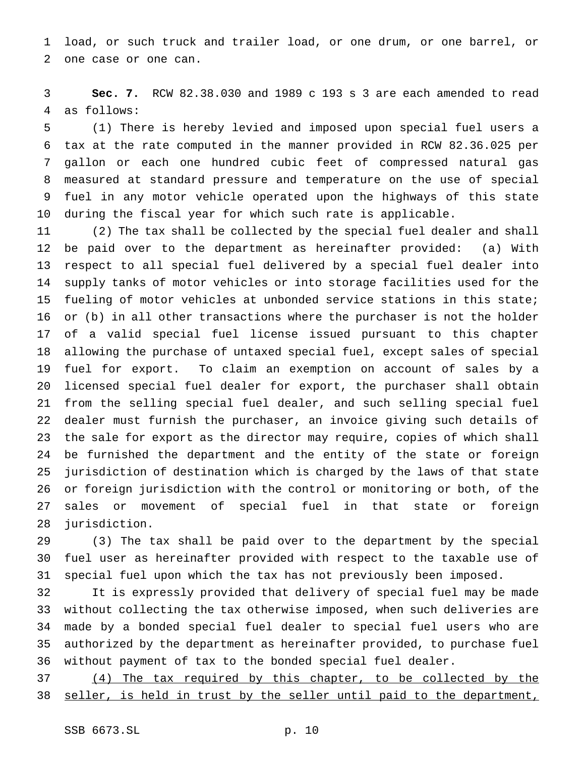load, or such truck and trailer load, or one drum, or one barrel, or one case or one can.

**Sec. 7.** RCW 82.38.030 and 1989 c 193 s 3 are each amended to read as follows:

(1) There is hereby levied and imposed upon special fuel users a tax at the rate computed in the manner provided in RCW 82.36.025 per gallon or each one hundred cubic feet of compressed natural gas measured at standard pressure and temperature on the use of special fuel in any motor vehicle operated upon the highways of this state during the fiscal year for which such rate is applicable.

(2) The tax shall be collected by the special fuel dealer and shall be paid over to the department as hereinafter provided: (a) With respect to all special fuel delivered by a special fuel dealer into supply tanks of motor vehicles or into storage facilities used for the fueling of motor vehicles at unbonded service stations in this state; or (b) in all other transactions where the purchaser is not the holder of a valid special fuel license issued pursuant to this chapter allowing the purchase of untaxed special fuel, except sales of special fuel for export. To claim an exemption on account of sales by a licensed special fuel dealer for export, the purchaser shall obtain from the selling special fuel dealer, and such selling special fuel dealer must furnish the purchaser, an invoice giving such details of the sale for export as the director may require, copies of which shall be furnished the department and the entity of the state or foreign jurisdiction of destination which is charged by the laws of that state or foreign jurisdiction with the control or monitoring or both, of the sales or movement of special fuel in that state or foreign jurisdiction.

(3) The tax shall be paid over to the department by the special fuel user as hereinafter provided with respect to the taxable use of special fuel upon which the tax has not previously been imposed.

It is expressly provided that delivery of special fuel may be made without collecting the tax otherwise imposed, when such deliveries are made by a bonded special fuel dealer to special fuel users who are authorized by the department as hereinafter provided, to purchase fuel without payment of tax to the bonded special fuel dealer.

<u>(4) The tax required by this chapter, to be collected by the seller, is held in trust by the seller until paid to the department,</u>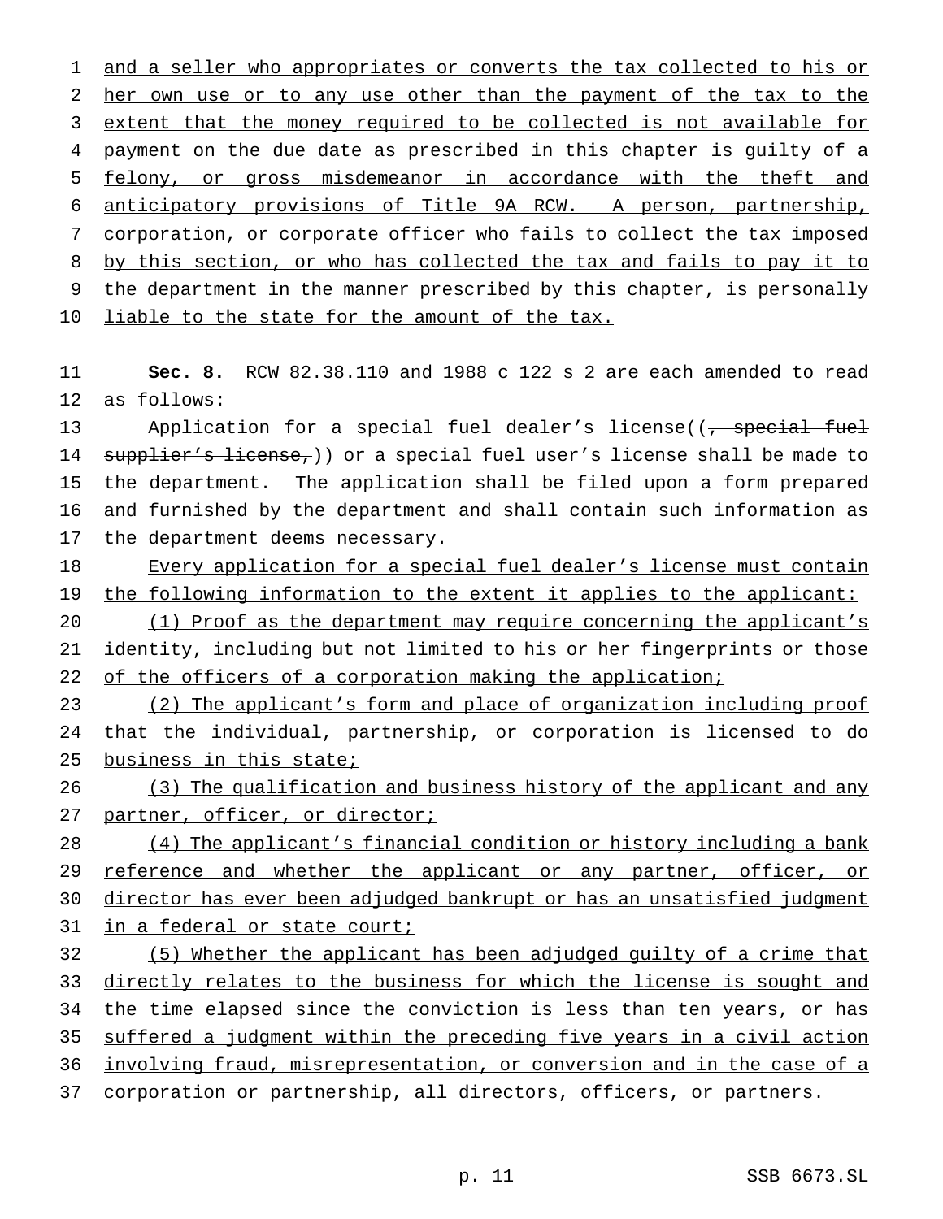and a seller who appropriates or converts the tax collected to his or her own use or to any use other than the payment of the tax to the extent that the money required to be collected is not available for payment on the due date as prescribed in this chapter is guilty of a felony, or gross misdemeanor in accordance with the theft and anticipatory provisions of Title 9A RCW. A person, partnership, corporation, or corporate officer who fails to collect the tax imposed by this section, or who has collected the tax and fails to pay it to the department in the manner prescribed by this chapter, is personally liable to the state for the amount of the tax.

**Sec. 8.** RCW 82.38.110 and 1988 c 122 s 2 are each amended to read as follows:

Application for a special fuel dealer's license((~~, special fuel supplier's license,~~)) or a special fuel user's license shall be made to the department. The application shall be filed upon a form prepared and furnished by the department and shall contain such information as the department deems necessary.

Every application for a special fuel dealer's license must contain the following information to the extent it applies to the applicant:

(1) Proof as the department may require concerning the applicant's identity, including but not limited to his or her fingerprints or those of the officers of a corporation making the application;

(2) The applicant's form and place of organization including proof that the individual, partnership, or corporation is licensed to do business in this state;

(3) The qualification and business history of the applicant and any partner, officer, or director;

(4) The applicant's financial condition or history including a bank reference and whether the applicant or any partner, officer, or director has ever been adjudged bankrupt or has an unsatisfied judgment in a federal or state court;

(5) Whether the applicant has been adjudged guilty of a crime that directly relates to the business for which the license is sought and the time elapsed since the conviction is less than ten years, or has suffered a judgment within the preceding five years in a civil action involving fraud, misrepresentation, or conversion and in the case of a corporation or partnership, all directors, officers, or partners.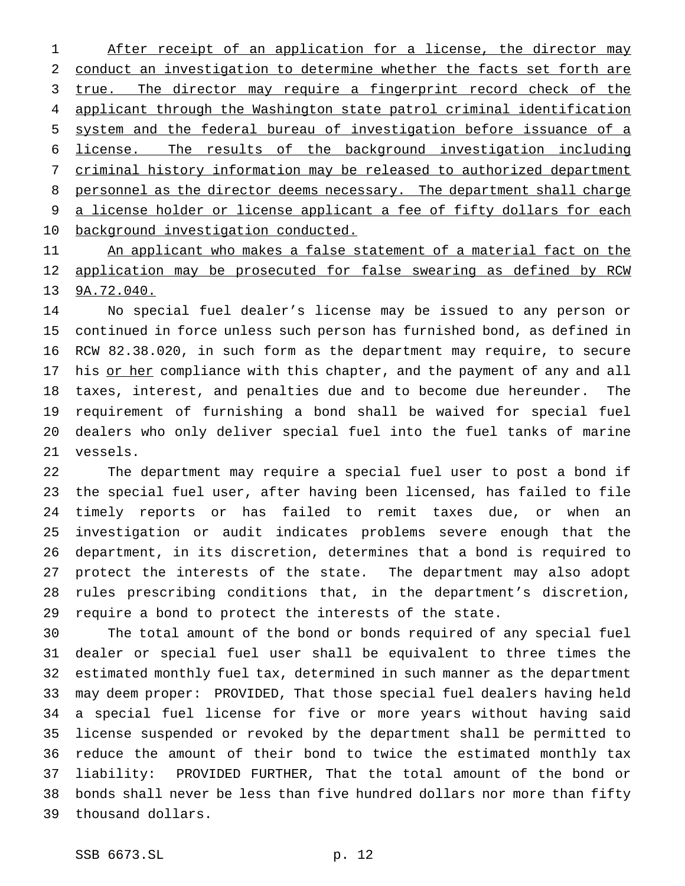After receipt of an application for a license, the director may conduct an investigation to determine whether the facts set forth are true. The director may require a fingerprint record check of the applicant through the Washington state patrol criminal identification system and the federal bureau of investigation before issuance of a license. The results of the background investigation including criminal history information may be released to authorized department personnel as the director deems necessary. The department shall charge a license holder or license applicant a fee of fifty dollars for each background investigation conducted.

An applicant who makes a false statement of a material fact on the application may be prosecuted for false swearing as defined by RCW 9A.72.040.

No special fuel dealer's license may be issued to any person or continued in force unless such person has furnished bond, as defined in RCW 82.38.020, in such form as the department may require, to secure his or her compliance with this chapter, and the payment of any and all taxes, interest, and penalties due and to become due hereunder. The requirement of furnishing a bond shall be waived for special fuel dealers who only deliver special fuel into the fuel tanks of marine vessels.

The department may require a special fuel user to post a bond if the special fuel user, after having been licensed, has failed to file timely reports or has failed to remit taxes due, or when an investigation or audit indicates problems severe enough that the department, in its discretion, determines that a bond is required to protect the interests of the state. The department may also adopt rules prescribing conditions that, in the department's discretion, require a bond to protect the interests of the state.

The total amount of the bond or bonds required of any special fuel dealer or special fuel user shall be equivalent to three times the estimated monthly fuel tax, determined in such manner as the department may deem proper: PROVIDED, That those special fuel dealers having held a special fuel license for five or more years without having said license suspended or revoked by the department shall be permitted to reduce the amount of their bond to twice the estimated monthly tax liability: PROVIDED FURTHER, That the total amount of the bond or bonds shall never be less than five hundred dollars nor more than fifty thousand dollars.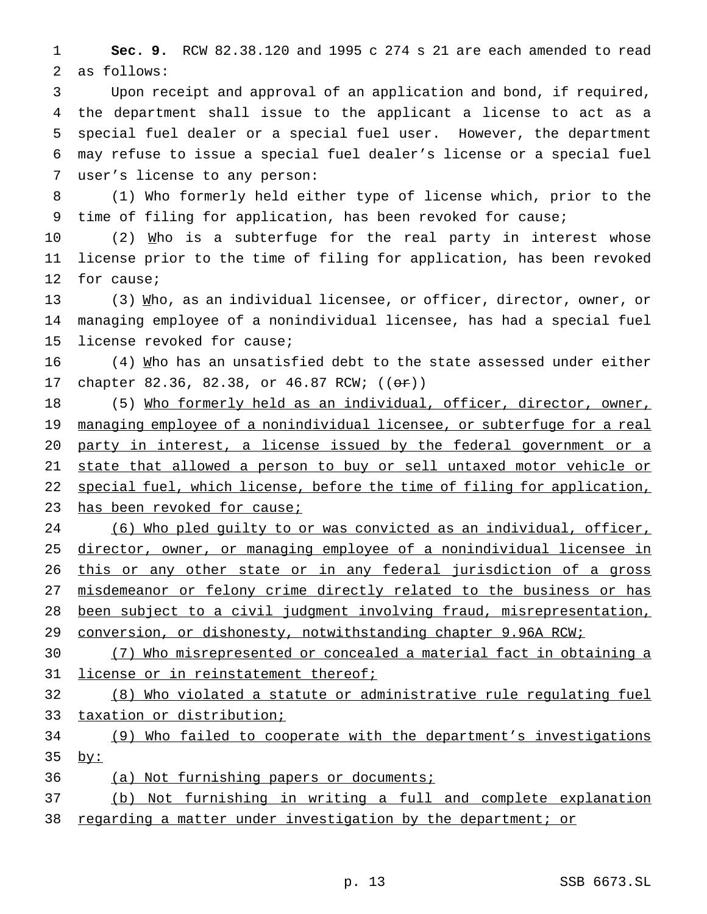**Sec. 9.** RCW 82.38.120 and 1995 c 274 s 21 are each amended to read as follows:

Upon receipt and approval of an application and bond, if required, the department shall issue to the applicant a license to act as a special fuel dealer or a special fuel user. However, the department may refuse to issue a special fuel dealer's license or a special fuel user's license to any person:

(1) Who formerly held either type of license which, prior to the time of filing for application, has been revoked for cause;

(2) Who is a subterfuge for the real party in interest whose license prior to the time of filing for application, has been revoked for cause;

(3) Who, as an individual licensee, or officer, director, owner, or managing employee of a nonindividual licensee, has had a special fuel license revoked for cause;

(4) Who has an unsatisfied debt to the state assessed under either chapter 82.36, 82.38, or 46.87 RCW; ((~~or~~))

(5) Who formerly held as an individual, officer, director, owner, managing employee of a nonindividual licensee, or subterfuge for a real party in interest, a license issued by the federal government or a state that allowed a person to buy or sell untaxed motor vehicle or special fuel, which license, before the time of filing for application, has been revoked for cause;

(6) Who pled guilty to or was convicted as an individual, officer, director, owner, or managing employee of a nonindividual licensee in this or any other state or in any federal jurisdiction of a gross misdemeanor or felony crime directly related to the business or has been subject to a civil judgment involving fraud, misrepresentation, conversion, or dishonesty, notwithstanding chapter 9.96A RCW;

(7) Who misrepresented or concealed a material fact in obtaining a license or in reinstatement thereof;

(8) Who violated a statute or administrative rule regulating fuel taxation or distribution;

(9) Who failed to cooperate with the department's investigations by:

(a) Not furnishing papers or documents;

(b) Not furnishing in writing a full and complete explanation regarding a matter under investigation by the department; or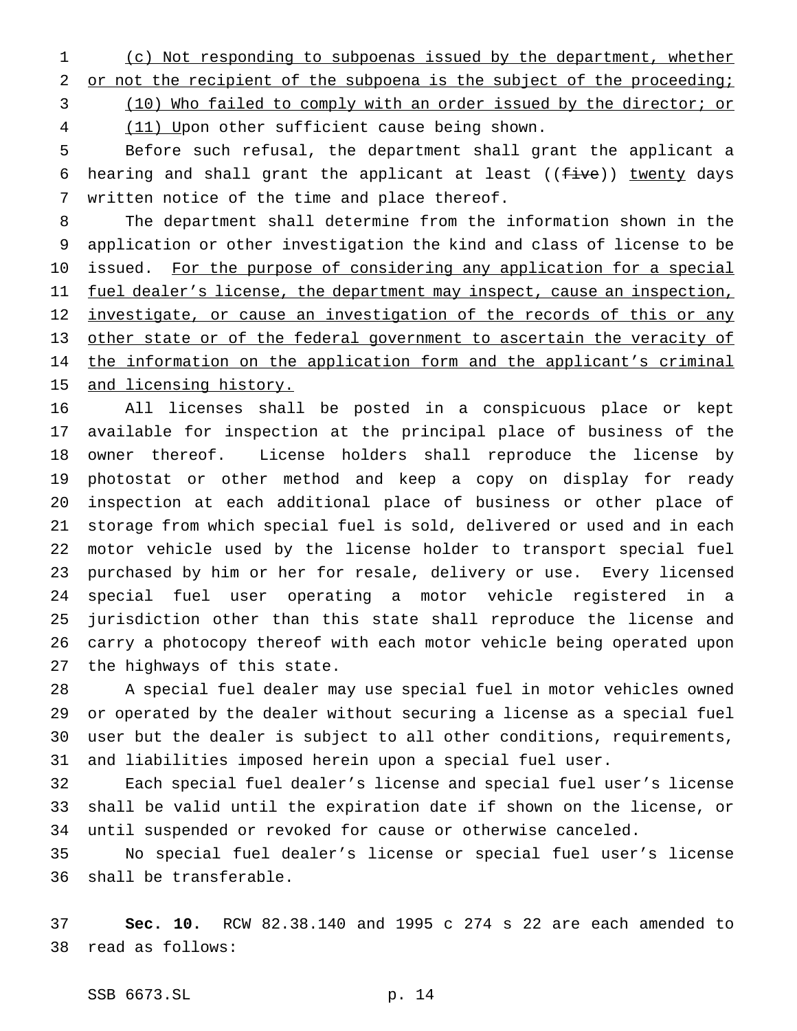(c) Not responding to subpoenas issued by the department, whether or not the recipient of the subpoena is the subject of the proceeding;

(10) Who failed to comply with an order issued by the director; or

(11) Upon other sufficient cause being shown.

Before such refusal, the department shall grant the applicant a hearing and shall grant the applicant at least ((five)) twenty days written notice of the time and place thereof.

The department shall determine from the information shown in the application or other investigation the kind and class of license to be issued. For the purpose of considering any application for a special fuel dealer's license, the department may inspect, cause an inspection, investigate, or cause an investigation of the records of this or any other state or of the federal government to ascertain the veracity of the information on the application form and the applicant's criminal and licensing history.

All licenses shall be posted in a conspicuous place or kept available for inspection at the principal place of business of the owner thereof. License holders shall reproduce the license by photostat or other method and keep a copy on display for ready inspection at each additional place of business or other place of storage from which special fuel is sold, delivered or used and in each motor vehicle used by the license holder to transport special fuel purchased by him or her for resale, delivery or use. Every licensed special fuel user operating a motor vehicle registered in a jurisdiction other than this state shall reproduce the license and carry a photocopy thereof with each motor vehicle being operated upon the highways of this state.

A special fuel dealer may use special fuel in motor vehicles owned or operated by the dealer without securing a license as a special fuel user but the dealer is subject to all other conditions, requirements, and liabilities imposed herein upon a special fuel user.

Each special fuel dealer's license and special fuel user's license shall be valid until the expiration date if shown on the license, or until suspended or revoked for cause or otherwise canceled.

No special fuel dealer's license or special fuel user's license shall be transferable.

**Sec. 10.** RCW 82.38.140 and 1995 c 274 s 22 are each amended to read as follows: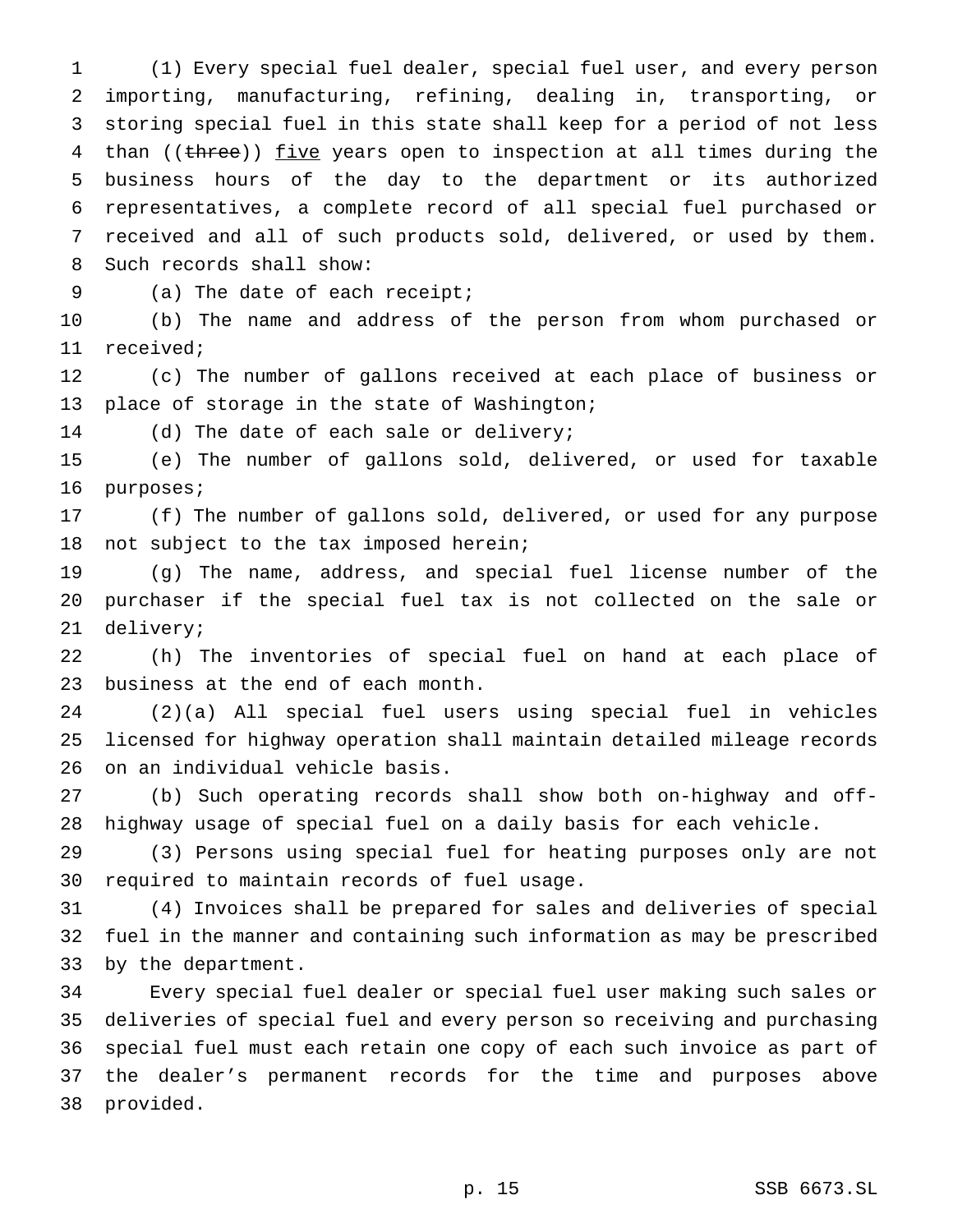(1) Every special fuel dealer, special fuel user, and every person importing, manufacturing, refining, dealing in, transporting, or storing special fuel in this state shall keep for a period of not less than ((~~three~~)) <u>five</u> years open to inspection at all times during the business hours of the day to the department or its authorized representatives, a complete record of all special fuel purchased or received and all of such products sold, delivered, or used by them. Such records shall show:

(a) The date of each receipt;

(b) The name and address of the person from whom purchased or received;

(c) The number of gallons received at each place of business or place of storage in the state of Washington;

(d) The date of each sale or delivery;

(e) The number of gallons sold, delivered, or used for taxable purposes;

(f) The number of gallons sold, delivered, or used for any purpose not subject to the tax imposed herein;

(g) The name, address, and special fuel license number of the purchaser if the special fuel tax is not collected on the sale or delivery;

(h) The inventories of special fuel on hand at each place of business at the end of each month.

(2)(a) All special fuel users using special fuel in vehicles licensed for highway operation shall maintain detailed mileage records on an individual vehicle basis.

(b) Such operating records shall show both on-highway and off-highway usage of special fuel on a daily basis for each vehicle.

(3) Persons using special fuel for heating purposes only are not required to maintain records of fuel usage.

(4) Invoices shall be prepared for sales and deliveries of special fuel in the manner and containing such information as may be prescribed by the department.

Every special fuel dealer or special fuel user making such sales or deliveries of special fuel and every person so receiving and purchasing special fuel must each retain one copy of each such invoice as part of the dealer's permanent records for the time and purposes above provided.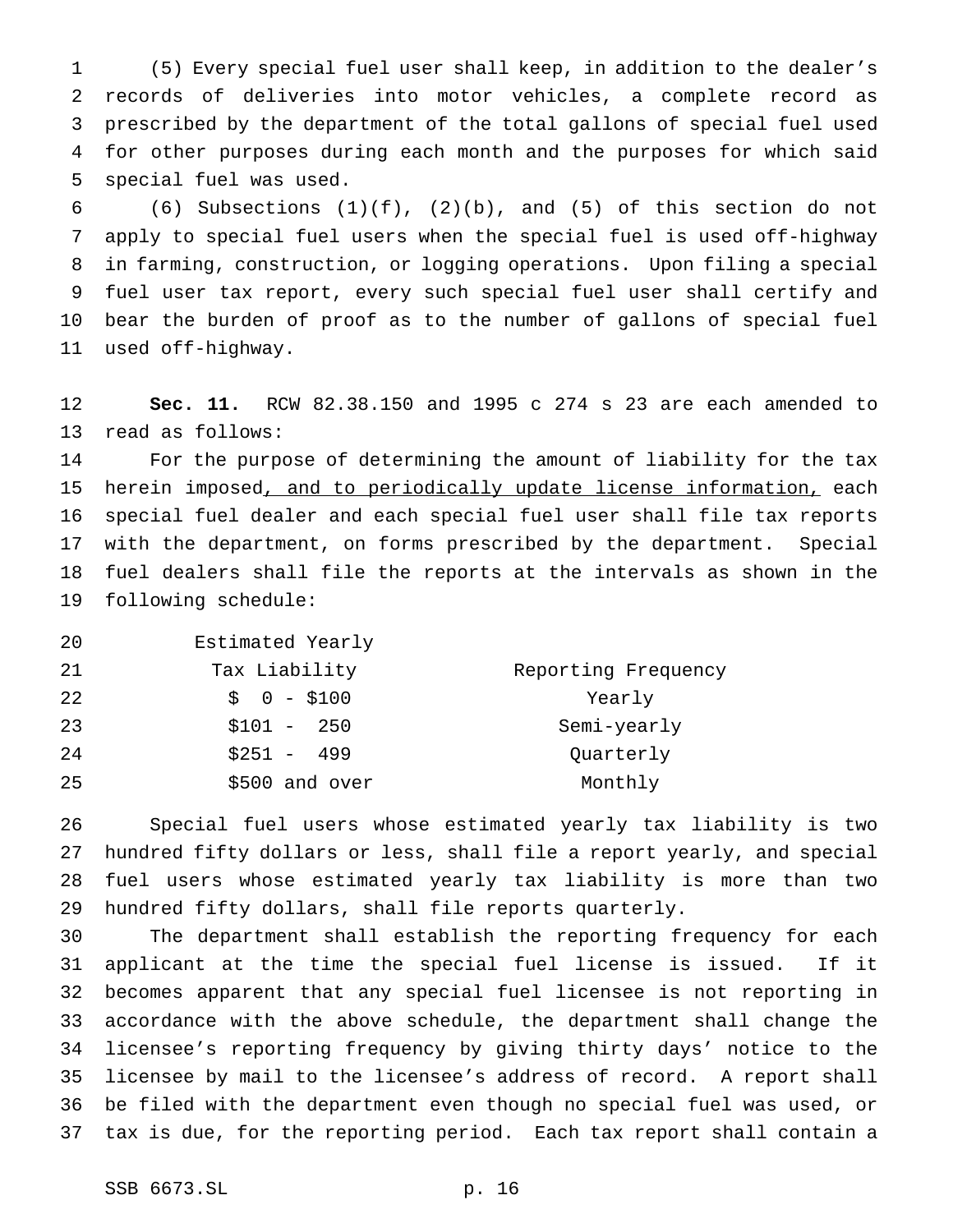(5) Every special fuel user shall keep, in addition to the dealer's records of deliveries into motor vehicles, a complete record as prescribed by the department of the total gallons of special fuel used for other purposes during each month and the purposes for which said special fuel was used.

(6) Subsections (1)(f), (2)(b), and (5) of this section do not apply to special fuel users when the special fuel is used off-highway in farming, construction, or logging operations. Upon filing a special fuel user tax report, every such special fuel user shall certify and bear the burden of proof as to the number of gallons of special fuel used off-highway.

**Sec. 11.** RCW 82.38.150 and 1995 c 274 s 23 are each amended to read as follows:

For the purpose of determining the amount of liability for the tax herein imposed, and to periodically update license information, each special fuel dealer and each special fuel user shall file tax reports with the department, on forms prescribed by the department. Special fuel dealers shall file the reports at the intervals as shown in the following schedule:

| Estimated Yearly Tax Liability | Reporting Frequency |
| --- | --- |
| $ 0 - $100 | Yearly |
| $101 - 250 | Semi-yearly |
| $251 - 499 | Quarterly |
| $500 and over | Monthly |

Special fuel users whose estimated yearly tax liability is two hundred fifty dollars or less, shall file a report yearly, and special fuel users whose estimated yearly tax liability is more than two hundred fifty dollars, shall file reports quarterly.

The department shall establish the reporting frequency for each applicant at the time the special fuel license is issued. If it becomes apparent that any special fuel licensee is not reporting in accordance with the above schedule, the department shall change the licensee's reporting frequency by giving thirty days' notice to the licensee by mail to the licensee's address of record. A report shall be filed with the department even though no special fuel was used, or tax is due, for the reporting period. Each tax report shall contain a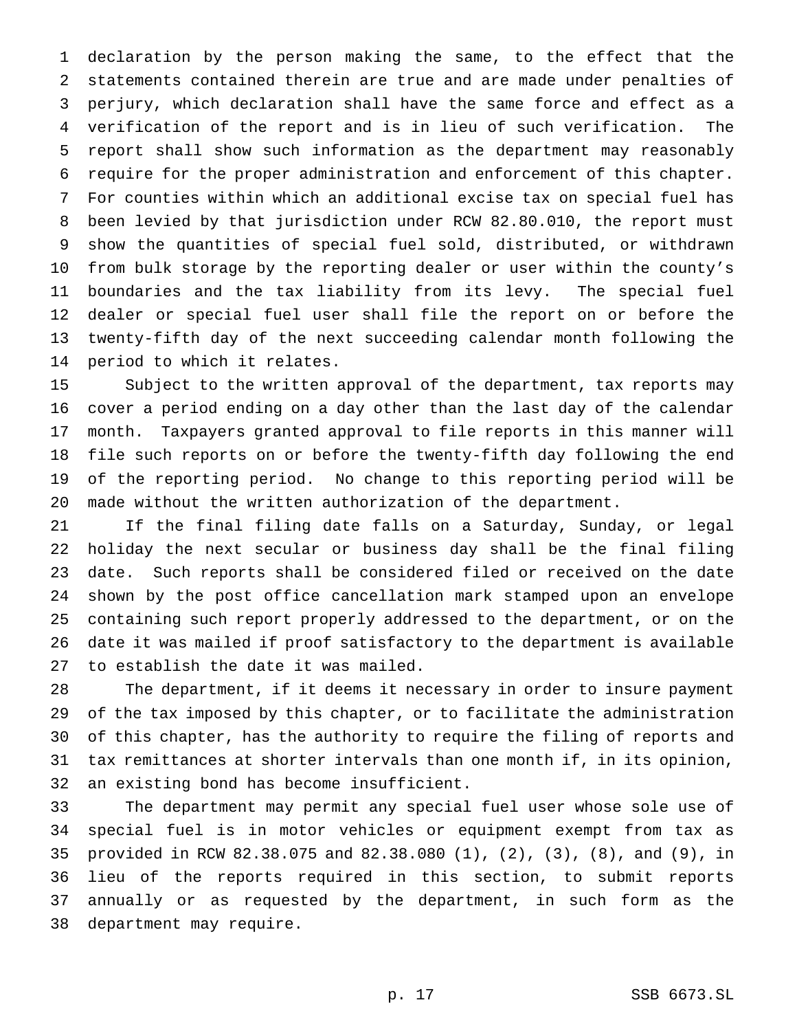declaration by the person making the same, to the effect that the statements contained therein are true and are made under penalties of perjury, which declaration shall have the same force and effect as a verification of the report and is in lieu of such verification. The report shall show such information as the department may reasonably require for the proper administration and enforcement of this chapter. For counties within which an additional excise tax on special fuel has been levied by that jurisdiction under RCW 82.80.010, the report must show the quantities of special fuel sold, distributed, or withdrawn from bulk storage by the reporting dealer or user within the county's boundaries and the tax liability from its levy. The special fuel dealer or special fuel user shall file the report on or before the twenty-fifth day of the next succeeding calendar month following the period to which it relates.

Subject to the written approval of the department, tax reports may cover a period ending on a day other than the last day of the calendar month. Taxpayers granted approval to file reports in this manner will file such reports on or before the twenty-fifth day following the end of the reporting period. No change to this reporting period will be made without the written authorization of the department.

If the final filing date falls on a Saturday, Sunday, or legal holiday the next secular or business day shall be the final filing date. Such reports shall be considered filed or received on the date shown by the post office cancellation mark stamped upon an envelope containing such report properly addressed to the department, or on the date it was mailed if proof satisfactory to the department is available to establish the date it was mailed.

The department, if it deems it necessary in order to insure payment of the tax imposed by this chapter, or to facilitate the administration of this chapter, has the authority to require the filing of reports and tax remittances at shorter intervals than one month if, in its opinion, an existing bond has become insufficient.

The department may permit any special fuel user whose sole use of special fuel is in motor vehicles or equipment exempt from tax as provided in RCW 82.38.075 and 82.38.080 (1), (2), (3), (8), and (9), in lieu of the reports required in this section, to submit reports annually or as requested by the department, in such form as the department may require.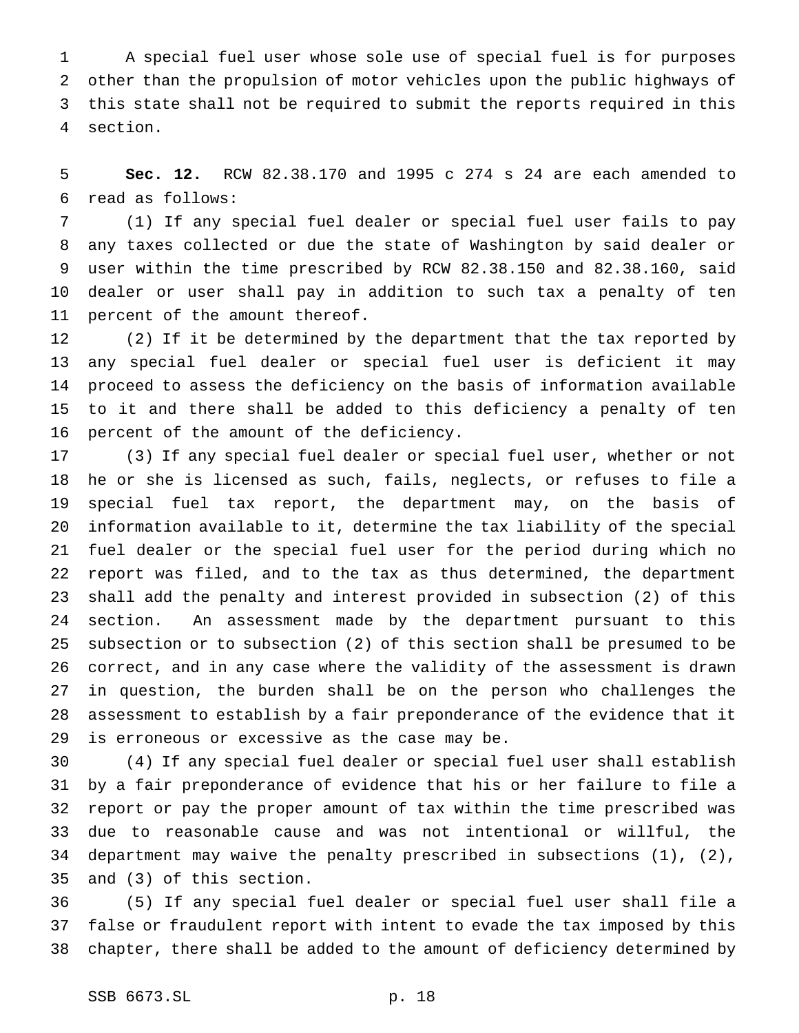A special fuel user whose sole use of special fuel is for purposes other than the propulsion of motor vehicles upon the public highways of this state shall not be required to submit the reports required in this section.

**Sec. 12.** RCW 82.38.170 and 1995 c 274 s 24 are each amended to read as follows:

(1) If any special fuel dealer or special fuel user fails to pay any taxes collected or due the state of Washington by said dealer or user within the time prescribed by RCW 82.38.150 and 82.38.160, said dealer or user shall pay in addition to such tax a penalty of ten percent of the amount thereof.

(2) If it be determined by the department that the tax reported by any special fuel dealer or special fuel user is deficient it may proceed to assess the deficiency on the basis of information available to it and there shall be added to this deficiency a penalty of ten percent of the amount of the deficiency.

(3) If any special fuel dealer or special fuel user, whether or not he or she is licensed as such, fails, neglects, or refuses to file a special fuel tax report, the department may, on the basis of information available to it, determine the tax liability of the special fuel dealer or the special fuel user for the period during which no report was filed, and to the tax as thus determined, the department shall add the penalty and interest provided in subsection (2) of this section. An assessment made by the department pursuant to this subsection or to subsection (2) of this section shall be presumed to be correct, and in any case where the validity of the assessment is drawn in question, the burden shall be on the person who challenges the assessment to establish by a fair preponderance of the evidence that it is erroneous or excessive as the case may be.

(4) If any special fuel dealer or special fuel user shall establish by a fair preponderance of evidence that his or her failure to file a report or pay the proper amount of tax within the time prescribed was due to reasonable cause and was not intentional or willful, the department may waive the penalty prescribed in subsections (1), (2), and (3) of this section.

(5) If any special fuel dealer or special fuel user shall file a false or fraudulent report with intent to evade the tax imposed by this chapter, there shall be added to the amount of deficiency determined by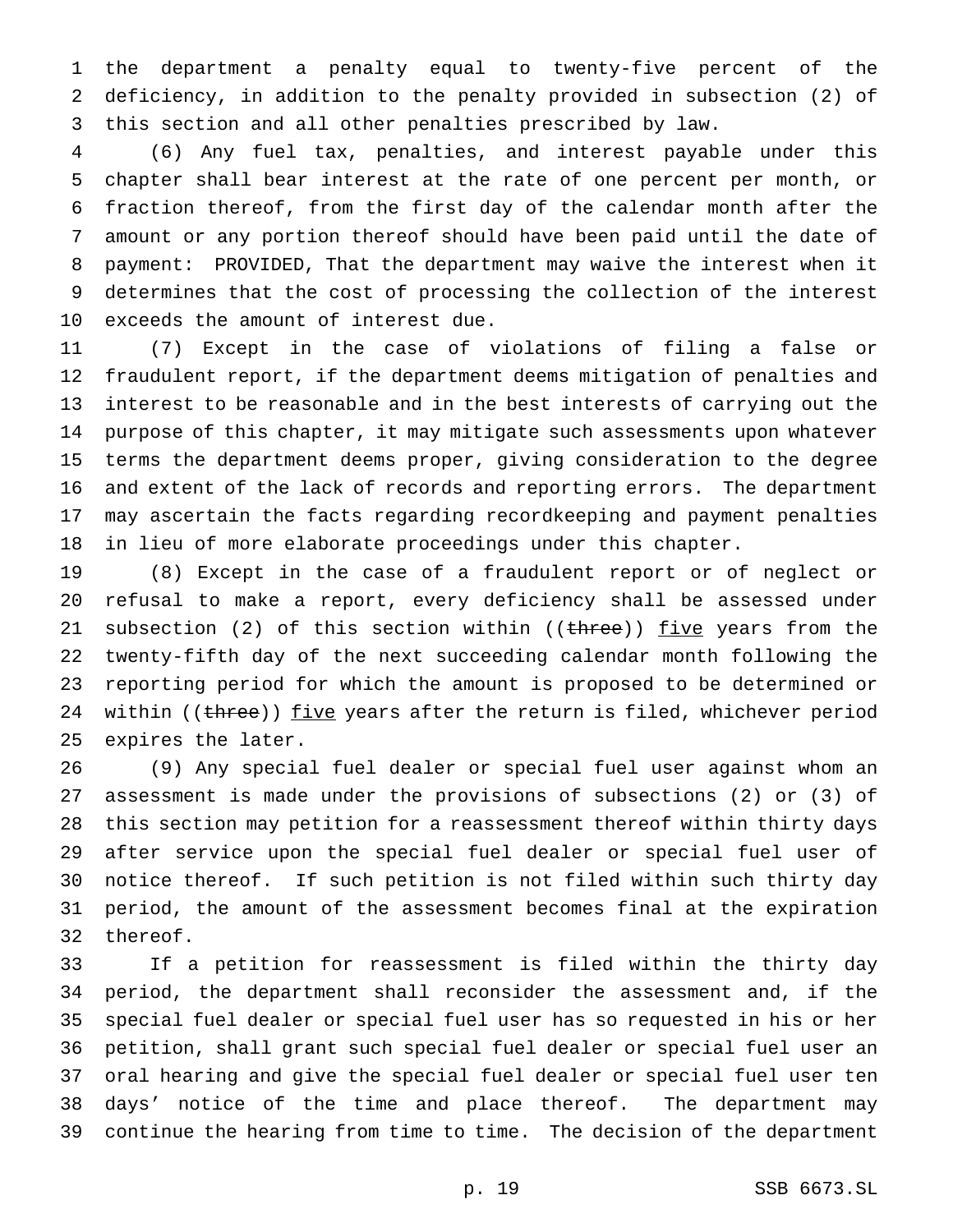the department a penalty equal to twenty-five percent of the deficiency, in addition to the penalty provided in subsection (2) of this section and all other penalties prescribed by law.

(6) Any fuel tax, penalties, and interest payable under this chapter shall bear interest at the rate of one percent per month, or fraction thereof, from the first day of the calendar month after the amount or any portion thereof should have been paid until the date of payment: PROVIDED, That the department may waive the interest when it determines that the cost of processing the collection of the interest exceeds the amount of interest due.

(7) Except in the case of violations of filing a false or fraudulent report, if the department deems mitigation of penalties and interest to be reasonable and in the best interests of carrying out the purpose of this chapter, it may mitigate such assessments upon whatever terms the department deems proper, giving consideration to the degree and extent of the lack of records and reporting errors. The department may ascertain the facts regarding recordkeeping and payment penalties in lieu of more elaborate proceedings under this chapter.

(8) Except in the case of a fraudulent report or of neglect or refusal to make a report, every deficiency shall be assessed under subsection (2) of this section within ((~~three~~)) <u>five</u> years from the twenty-fifth day of the next succeeding calendar month following the reporting period for which the amount is proposed to be determined or within ((~~three~~)) <u>five</u> years after the return is filed, whichever period expires the later.

(9) Any special fuel dealer or special fuel user against whom an assessment is made under the provisions of subsections (2) or (3) of this section may petition for a reassessment thereof within thirty days after service upon the special fuel dealer or special fuel user of notice thereof. If such petition is not filed within such thirty day period, the amount of the assessment becomes final at the expiration thereof.

If a petition for reassessment is filed within the thirty day period, the department shall reconsider the assessment and, if the special fuel dealer or special fuel user has so requested in his or her petition, shall grant such special fuel dealer or special fuel user an oral hearing and give the special fuel dealer or special fuel user ten days' notice of the time and place thereof. The department may continue the hearing from time to time. The decision of the department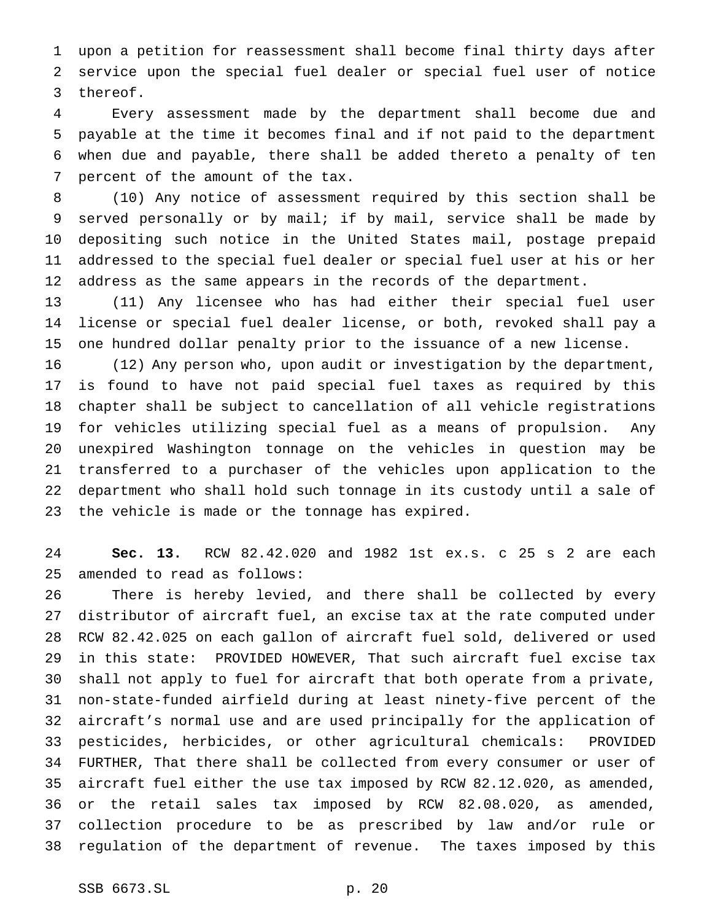upon a petition for reassessment shall become final thirty days after service upon the special fuel dealer or special fuel user of notice thereof.

Every assessment made by the department shall become due and payable at the time it becomes final and if not paid to the department when due and payable, there shall be added thereto a penalty of ten percent of the amount of the tax.

(10) Any notice of assessment required by this section shall be served personally or by mail; if by mail, service shall be made by depositing such notice in the United States mail, postage prepaid addressed to the special fuel dealer or special fuel user at his or her address as the same appears in the records of the department.

(11) Any licensee who has had either their special fuel user license or special fuel dealer license, or both, revoked shall pay a one hundred dollar penalty prior to the issuance of a new license.

(12) Any person who, upon audit or investigation by the department, is found to have not paid special fuel taxes as required by this chapter shall be subject to cancellation of all vehicle registrations for vehicles utilizing special fuel as a means of propulsion. Any unexpired Washington tonnage on the vehicles in question may be transferred to a purchaser of the vehicles upon application to the department who shall hold such tonnage in its custody until a sale of the vehicle is made or the tonnage has expired.

**Sec. 13.** RCW 82.42.020 and 1982 1st ex.s. c 25 s 2 are each amended to read as follows:

There is hereby levied, and there shall be collected by every distributor of aircraft fuel, an excise tax at the rate computed under RCW 82.42.025 on each gallon of aircraft fuel sold, delivered or used in this state: PROVIDED HOWEVER, That such aircraft fuel excise tax shall not apply to fuel for aircraft that both operate from a private, non-state-funded airfield during at least ninety-five percent of the aircraft's normal use and are used principally for the application of pesticides, herbicides, or other agricultural chemicals: PROVIDED FURTHER, That there shall be collected from every consumer or user of aircraft fuel either the use tax imposed by RCW 82.12.020, as amended, or the retail sales tax imposed by RCW 82.08.020, as amended, collection procedure to be as prescribed by law and/or rule or regulation of the department of revenue. The taxes imposed by this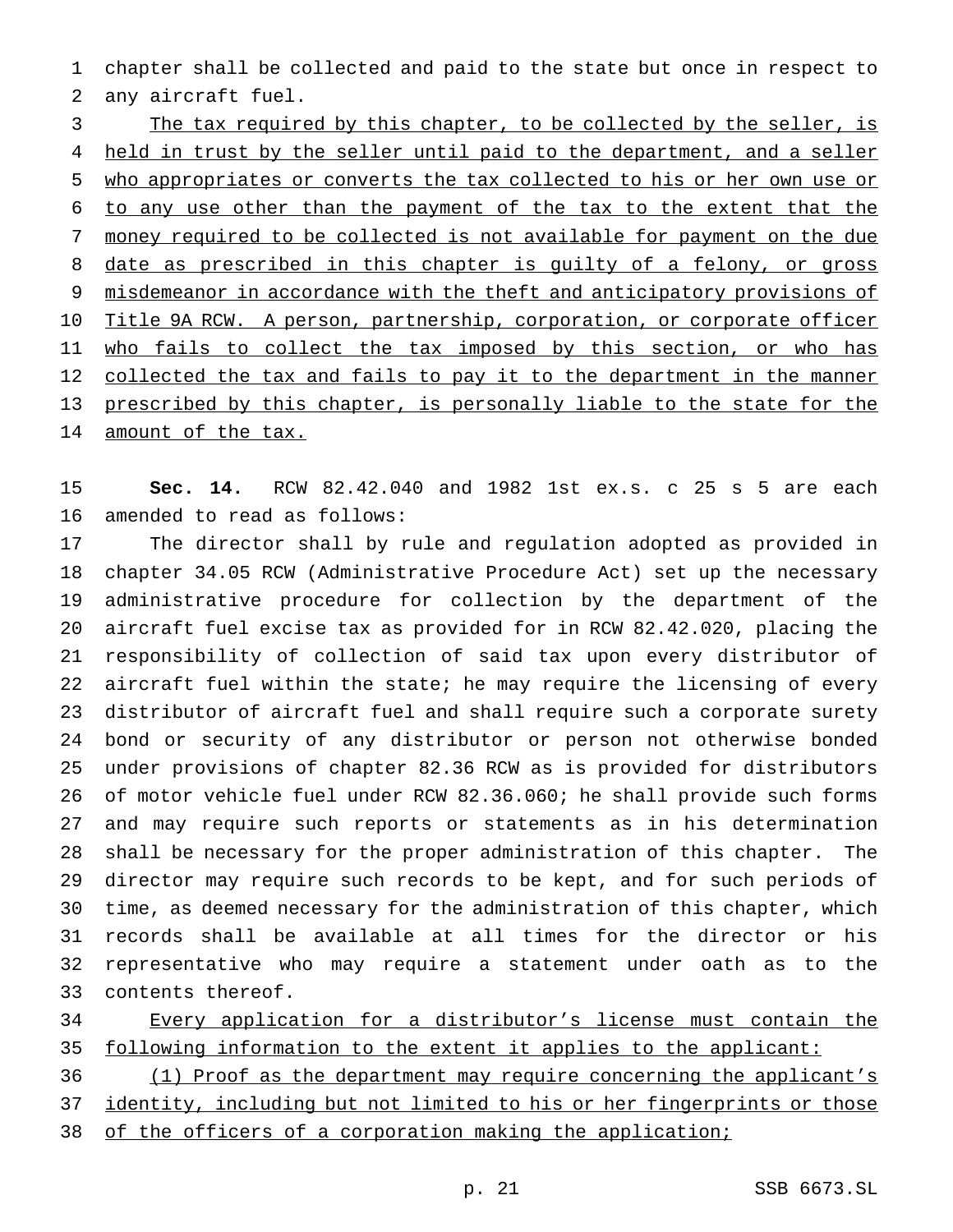chapter shall be collected and paid to the state but once in respect to any aircraft fuel.

<u>The tax required by this chapter, to be collected by the seller, is held in trust by the seller until paid to the department, and a seller who appropriates or converts the tax collected to his or her own use or to any use other than the payment of the tax to the extent that the money required to be collected is not available for payment on the due date as prescribed in this chapter is guilty of a felony, or gross misdemeanor in accordance with the theft and anticipatory provisions of Title 9A RCW. A person, partnership, corporation, or corporate officer who fails to collect the tax imposed by this section, or who has collected the tax and fails to pay it to the department in the manner prescribed by this chapter, is personally liable to the state for the amount of the tax.</u>

**Sec. 14.** RCW 82.42.040 and 1982 1st ex.s. c 25 s 5 are each amended to read as follows:

The director shall by rule and regulation adopted as provided in chapter 34.05 RCW (Administrative Procedure Act) set up the necessary administrative procedure for collection by the department of the aircraft fuel excise tax as provided for in RCW 82.42.020, placing the responsibility of collection of said tax upon every distributor of aircraft fuel within the state; he may require the licensing of every distributor of aircraft fuel and shall require such a corporate surety bond or security of any distributor or person not otherwise bonded under provisions of chapter 82.36 RCW as is provided for distributors of motor vehicle fuel under RCW 82.36.060; he shall provide such forms and may require such reports or statements as in his determination shall be necessary for the proper administration of this chapter. The director may require such records to be kept, and for such periods of time, as deemed necessary for the administration of this chapter, which records shall be available at all times for the director or his representative who may require a statement under oath as to the contents thereof.

<u>Every application for a distributor's license must contain the following information to the extent it applies to the applicant:</u>

<u>(1) Proof as the department may require concerning the applicant's identity, including but not limited to his or her fingerprints or those of the officers of a corporation making the application;</u>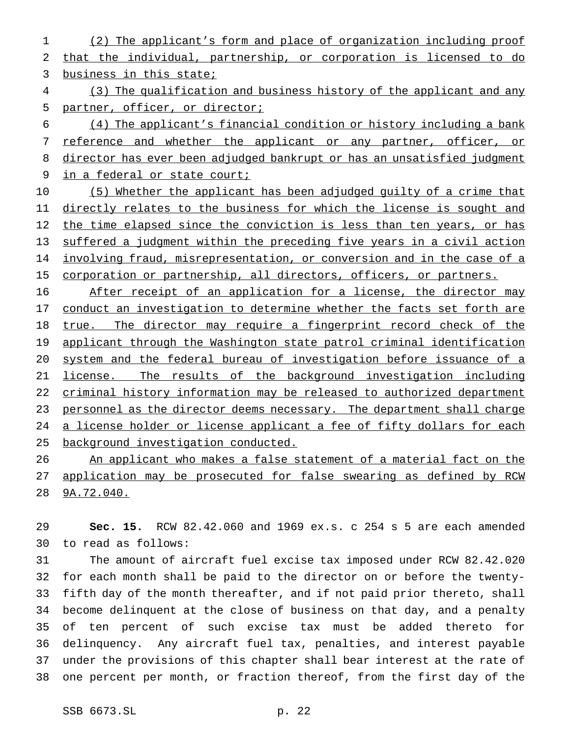(2) The applicant's form and place of organization including proof that the individual, partnership, or corporation is licensed to do business in this state;

(3) The qualification and business history of the applicant and any partner, officer, or director;

(4) The applicant's financial condition or history including a bank reference and whether the applicant or any partner, officer, or director has ever been adjudged bankrupt or has an unsatisfied judgment in a federal or state court;

(5) Whether the applicant has been adjudged guilty of a crime that directly relates to the business for which the license is sought and the time elapsed since the conviction is less than ten years, or has suffered a judgment within the preceding five years in a civil action involving fraud, misrepresentation, or conversion and in the case of a corporation or partnership, all directors, officers, or partners.

After receipt of an application for a license, the director may conduct an investigation to determine whether the facts set forth are true. The director may require a fingerprint record check of the applicant through the Washington state patrol criminal identification system and the federal bureau of investigation before issuance of a license. The results of the background investigation including criminal history information may be released to authorized department personnel as the director deems necessary. The department shall charge a license holder or license applicant a fee of fifty dollars for each background investigation conducted.

An applicant who makes a false statement of a material fact on the application may be prosecuted for false swearing as defined by RCW 9A.72.040.

**Sec. 15.** RCW 82.42.060 and 1969 ex.s. c 254 s 5 are each amended to read as follows:

The amount of aircraft fuel excise tax imposed under RCW 82.42.020 for each month shall be paid to the director on or before the twenty-fifth day of the month thereafter, and if not paid prior thereto, shall become delinquent at the close of business on that day, and a penalty of ten percent of such excise tax must be added thereto for delinquency. Any aircraft fuel tax, penalties, and interest payable under the provisions of this chapter shall bear interest at the rate of one percent per month, or fraction thereof, from the first day of the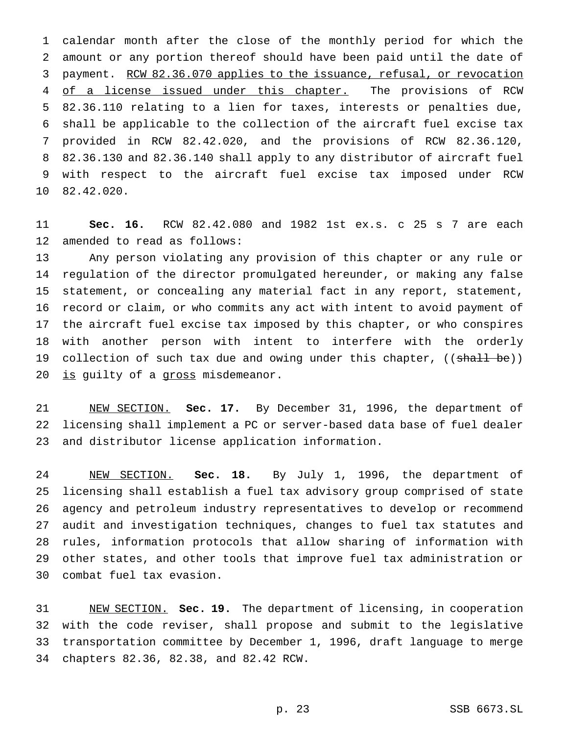calendar month after the close of the monthly period for which the amount or any portion thereof should have been paid until the date of payment. <u>RCW 82.36.070 applies to the issuance, refusal, or revocation of a license issued under this chapter.</u> The provisions of RCW 82.36.110 relating to a lien for taxes, interests or penalties due, shall be applicable to the collection of the aircraft fuel excise tax provided in RCW 82.42.020, and the provisions of RCW 82.36.120, 82.36.130 and 82.36.140 shall apply to any distributor of aircraft fuel with respect to the aircraft fuel excise tax imposed under RCW 82.42.020.

**Sec. 16.** RCW 82.42.080 and 1982 1st ex.s. c 25 s 7 are each amended to read as follows:

Any person violating any provision of this chapter or any rule or regulation of the director promulgated hereunder, or making any false statement, or concealing any material fact in any report, statement, record or claim, or who commits any act with intent to avoid payment of the aircraft fuel excise tax imposed by this chapter, or who conspires with another person with intent to interfere with the orderly collection of such tax due and owing under this chapter, ((~~shall be~~)) <u>is</u> guilty of a <u>gross</u> misdemeanor.

<u>NEW SECTION.</u> **Sec. 17.** By December 31, 1996, the department of licensing shall implement a PC or server-based data base of fuel dealer and distributor license application information.

<u>NEW SECTION.</u> **Sec. 18.** By July 1, 1996, the department of licensing shall establish a fuel tax advisory group comprised of state agency and petroleum industry representatives to develop or recommend audit and investigation techniques, changes to fuel tax statutes and rules, information protocols that allow sharing of information with other states, and other tools that improve fuel tax administration or combat fuel tax evasion.

<u>NEW SECTION.</u> **Sec. 19.** The department of licensing, in cooperation with the code reviser, shall propose and submit to the legislative transportation committee by December 1, 1996, draft language to merge chapters 82.36, 82.38, and 82.42 RCW.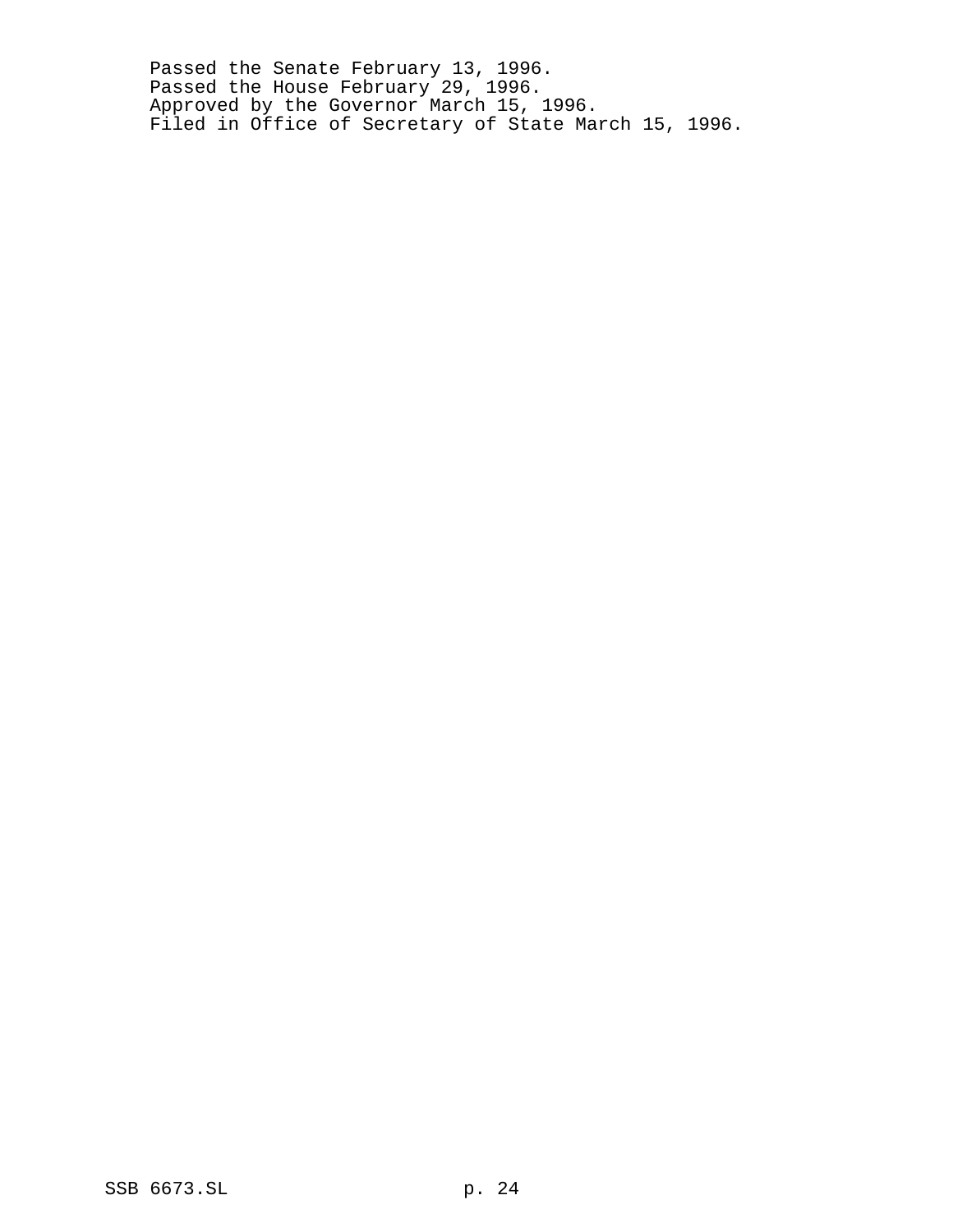Passed the Senate February 13, 1996.
Passed the House February 29, 1996.
Approved by the Governor March 15, 1996.
Filed in Office of Secretary of State March 15, 1996.